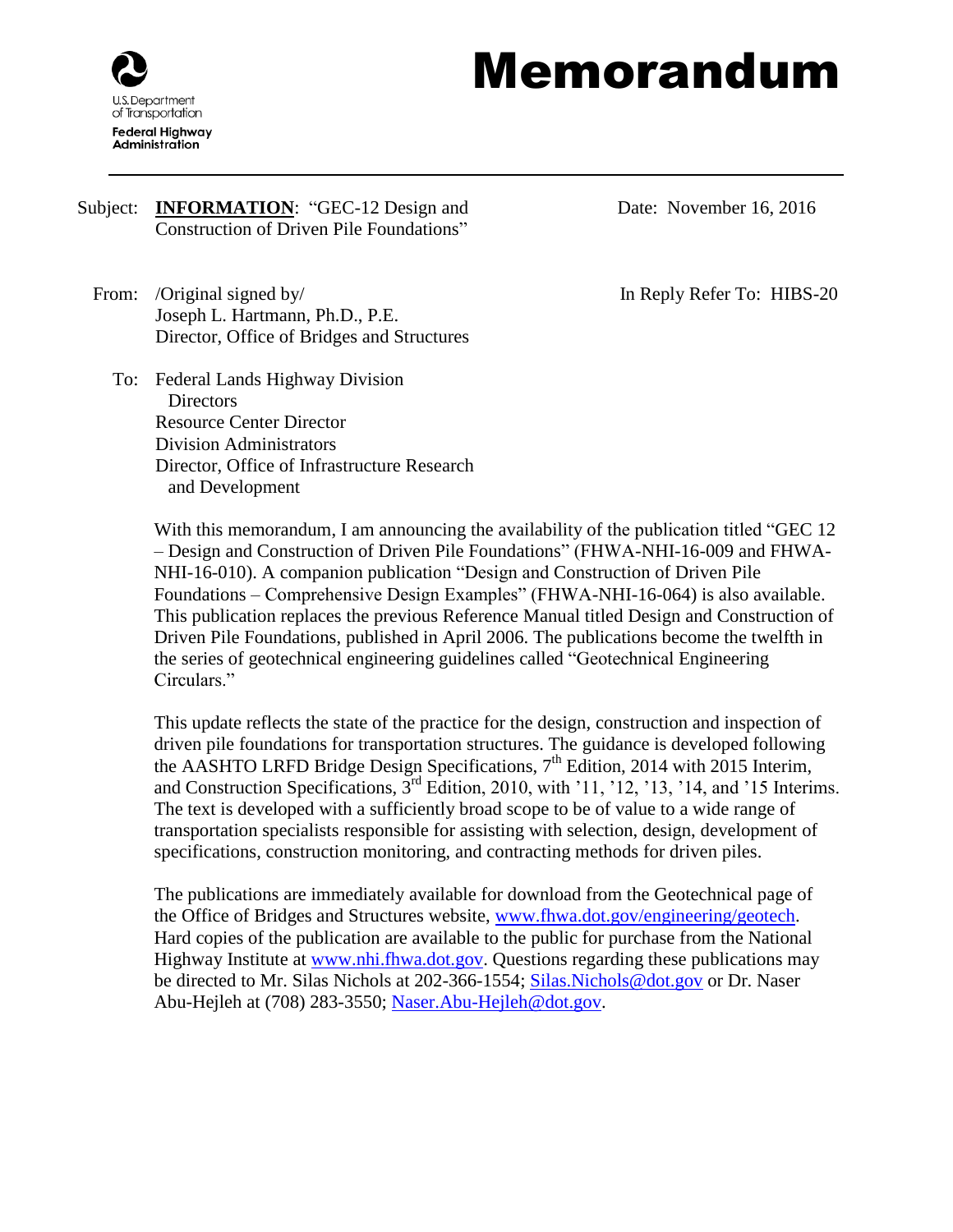U.S. Department of Transportation
Federal Highway Administration

# Memorandum

Subject: **INFORMATION**: "GEC-12 Design and Construction of Driven Pile Foundations"

Date: November 16, 2016

From: /Original signed by/
Joseph L. Hartmann, Ph.D., P.E.
Director, Office of Bridges and Structures

In Reply Refer To: HIBS-20

To: Federal Lands Highway Division Directors
Resource Center Director
Division Administrators
Director, Office of Infrastructure Research and Development

With this memorandum, I am announcing the availability of the publication titled "GEC 12 – Design and Construction of Driven Pile Foundations" (FHWA-NHI-16-009 and FHWA-NHI-16-010). A companion publication "Design and Construction of Driven Pile Foundations – Comprehensive Design Examples" (FHWA-NHI-16-064) is also available. This publication replaces the previous Reference Manual titled Design and Construction of Driven Pile Foundations, published in April 2006. The publications become the twelfth in the series of geotechnical engineering guidelines called "Geotechnical Engineering Circulars."

This update reflects the state of the practice for the design, construction and inspection of driven pile foundations for transportation structures. The guidance is developed following the AASHTO LRFD Bridge Design Specifications, 7th Edition, 2014 with 2015 Interim, and Construction Specifications, 3rd Edition, 2010, with '11, '12, '13, '14, and '15 Interims. The text is developed with a sufficiently broad scope to be of value to a wide range of transportation specialists responsible for assisting with selection, design, development of specifications, construction monitoring, and contracting methods for driven piles.

The publications are immediately available for download from the Geotechnical page of the Office of Bridges and Structures website, www.fhwa.dot.gov/engineering/geotech. Hard copies of the publication are available to the public for purchase from the National Highway Institute at www.nhi.fhwa.dot.gov. Questions regarding these publications may be directed to Mr. Silas Nichols at 202-366-1554; Silas.Nichols@dot.gov or Dr. Naser Abu-Hejleh at (708) 283-3550; Naser.Abu-Hejleh@dot.gov.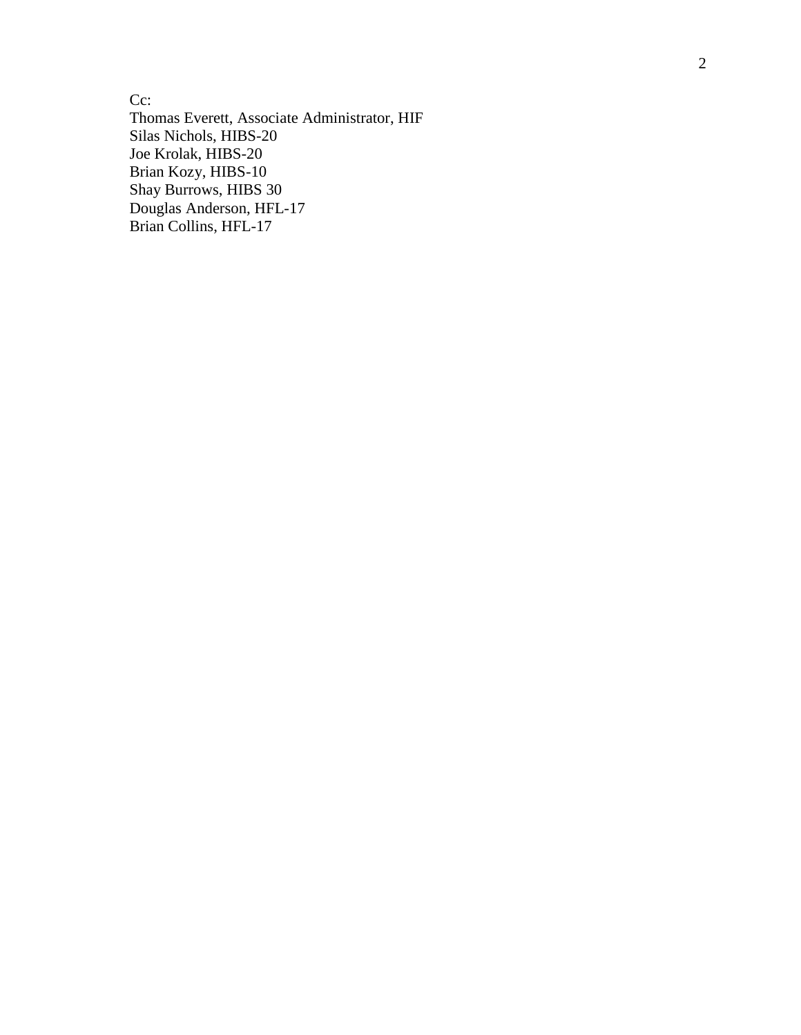Cc:
Thomas Everett, Associate Administrator, HIF
Silas Nichols, HIBS-20
Joe Krolak, HIBS-20
Brian Kozy, HIBS-10
Shay Burrows, HIBS 30
Douglas Anderson, HFL-17
Brian Collins, HFL-17